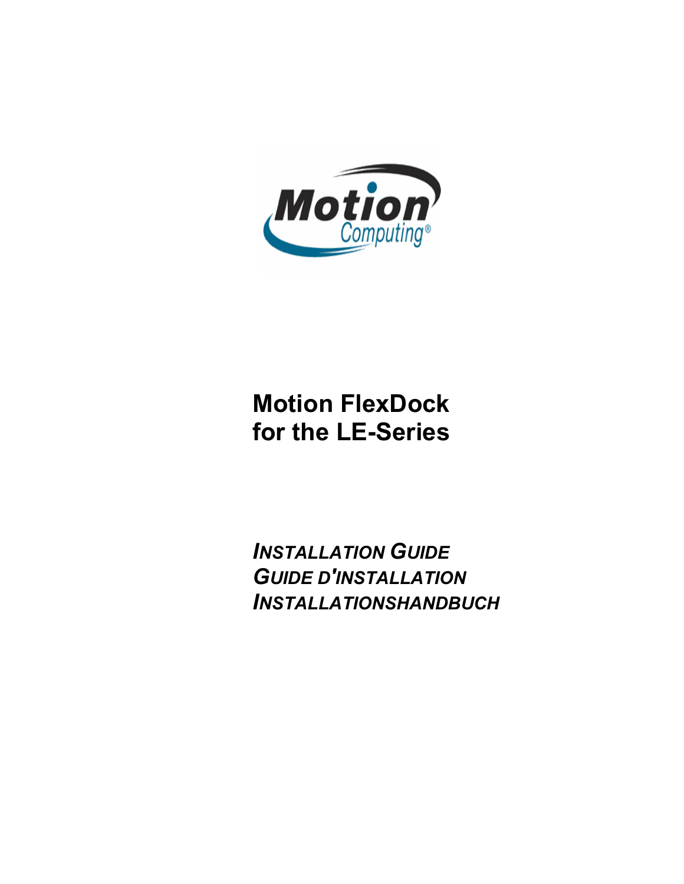# Motion FlexDock for the LE-Series

*INSTALLATION GUIDE*
*GUIDE D'INSTALLATION*
*INSTALLATIONSHANDBUCH*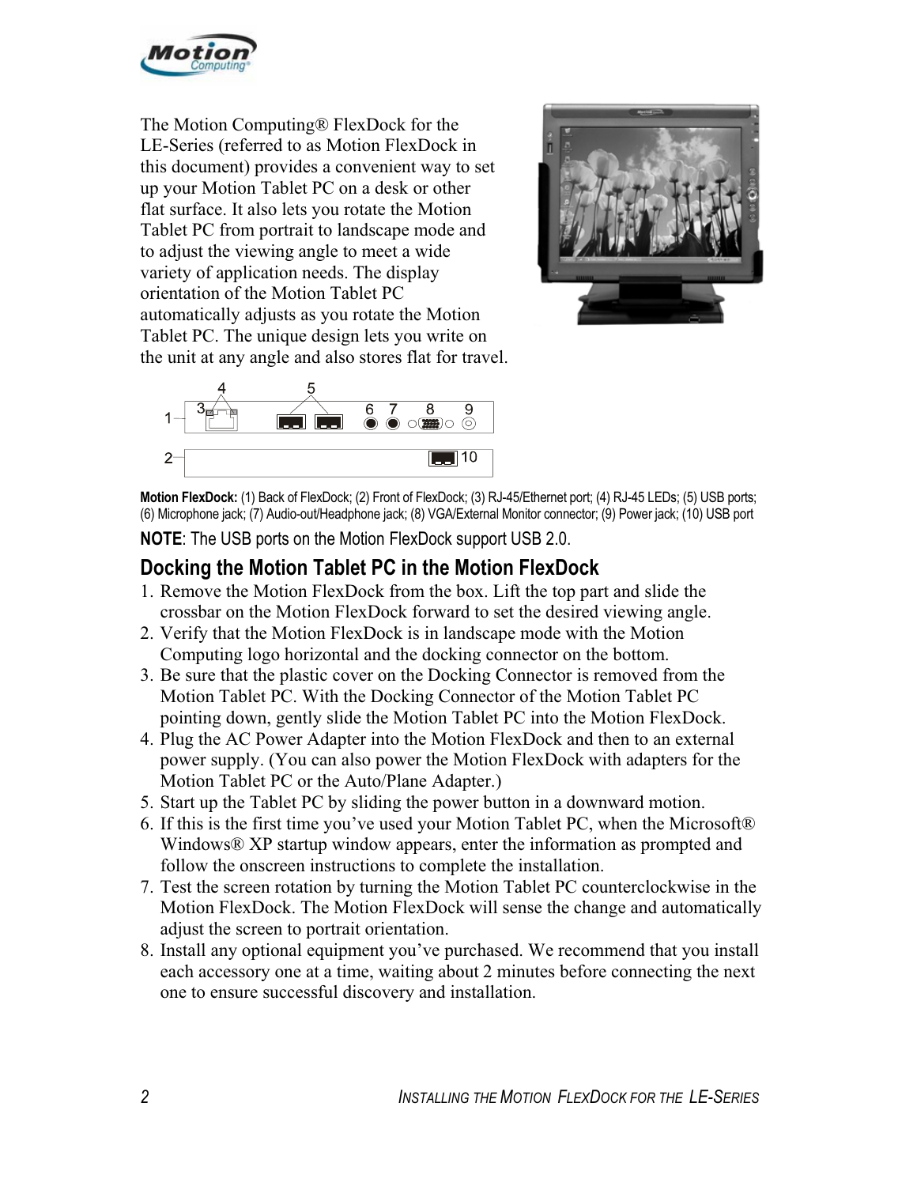The Motion Computing® FlexDock for the LE-Series (referred to as Motion FlexDock in this document) provides a convenient way to set up your Motion Tablet PC on a desk or other flat surface. It also lets you rotate the Motion Tablet PC from portrait to landscape mode and to adjust the viewing angle to meet a wide variety of application needs. The display orientation of the Motion Tablet PC automatically adjusts as you rotate the Motion Tablet PC. The unique design lets you write on the unit at any angle and also stores flat for travel.

**Motion FlexDock:** (1) Back of FlexDock; (2) Front of FlexDock; (3) RJ-45/Ethernet port; (4) RJ-45 LEDs; (5) USB ports; (6) Microphone jack; (7) Audio-out/Headphone jack; (8) VGA/External Monitor connector; (9) Power jack; (10) USB port

**NOTE**: The USB ports on the Motion FlexDock support USB 2.0.

## Docking the Motion Tablet PC in the Motion FlexDock

1. Remove the Motion FlexDock from the box. Lift the top part and slide the crossbar on the Motion FlexDock forward to set the desired viewing angle.
2. Verify that the Motion FlexDock is in landscape mode with the Motion Computing logo horizontal and the docking connector on the bottom.
3. Be sure that the plastic cover on the Docking Connector is removed from the Motion Tablet PC. With the Docking Connector of the Motion Tablet PC pointing down, gently slide the Motion Tablet PC into the Motion FlexDock.
4. Plug the AC Power Adapter into the Motion FlexDock and then to an external power supply. (You can also power the Motion FlexDock with adapters for the Motion Tablet PC or the Auto/Plane Adapter.)
5. Start up the Tablet PC by sliding the power button in a downward motion.
6. If this is the first time you've used your Motion Tablet PC, when the Microsoft® Windows® XP startup window appears, enter the information as prompted and follow the onscreen instructions to complete the installation.
7. Test the screen rotation by turning the Motion Tablet PC counterclockwise in the Motion FlexDock. The Motion FlexDock will sense the change and automatically adjust the screen to portrait orientation.
8. Install any optional equipment you've purchased. We recommend that you install each accessory one at a time, waiting about 2 minutes before connecting the next one to ensure successful discovery and installation.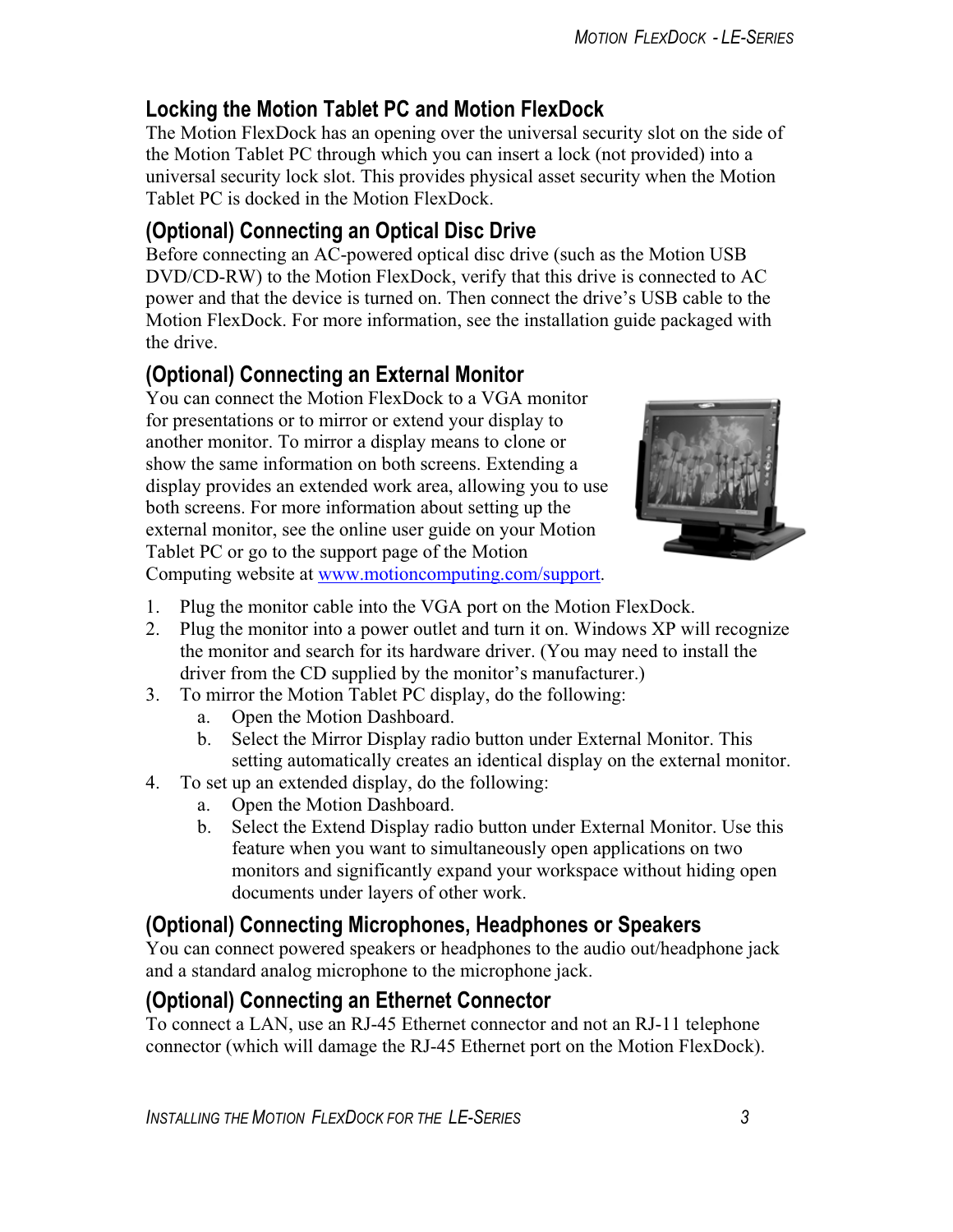## Locking the Motion Tablet PC and Motion FlexDock

The Motion FlexDock has an opening over the universal security slot on the side of the Motion Tablet PC through which you can insert a lock (not provided) into a universal security lock slot. This provides physical asset security when the Motion Tablet PC is docked in the Motion FlexDock.

## (Optional) Connecting an Optical Disc Drive

Before connecting an AC-powered optical disc drive (such as the Motion USB DVD/CD-RW) to the Motion FlexDock, verify that this drive is connected to AC power and that the device is turned on. Then connect the drive's USB cable to the Motion FlexDock. For more information, see the installation guide packaged with the drive.

## (Optional) Connecting an External Monitor

You can connect the Motion FlexDock to a VGA monitor for presentations or to mirror or extend your display to another monitor. To mirror a display means to clone or show the same information on both screens. Extending a display provides an extended work area, allowing you to use both screens. For more information about setting up the external monitor, see the online user guide on your Motion Tablet PC or go to the support page of the Motion Computing website at www.motioncomputing.com/support.

1. Plug the monitor cable into the VGA port on the Motion FlexDock.
2. Plug the monitor into a power outlet and turn it on. Windows XP will recognize the monitor and search for its hardware driver. (You may need to install the driver from the CD supplied by the monitor's manufacturer.)
3. To mirror the Motion Tablet PC display, do the following:
   a. Open the Motion Dashboard.
   b. Select the Mirror Display radio button under External Monitor. This setting automatically creates an identical display on the external monitor.
4. To set up an extended display, do the following:
   a. Open the Motion Dashboard.
   b. Select the Extend Display radio button under External Monitor. Use this feature when you want to simultaneously open applications on two monitors and significantly expand your workspace without hiding open documents under layers of other work.

## (Optional) Connecting Microphones, Headphones or Speakers

You can connect powered speakers or headphones to the audio out/headphone jack and a standard analog microphone to the microphone jack.

## (Optional) Connecting an Ethernet Connector

To connect a LAN, use an RJ-45 Ethernet connector and not an RJ-11 telephone connector (which will damage the RJ-45 Ethernet port on the Motion FlexDock).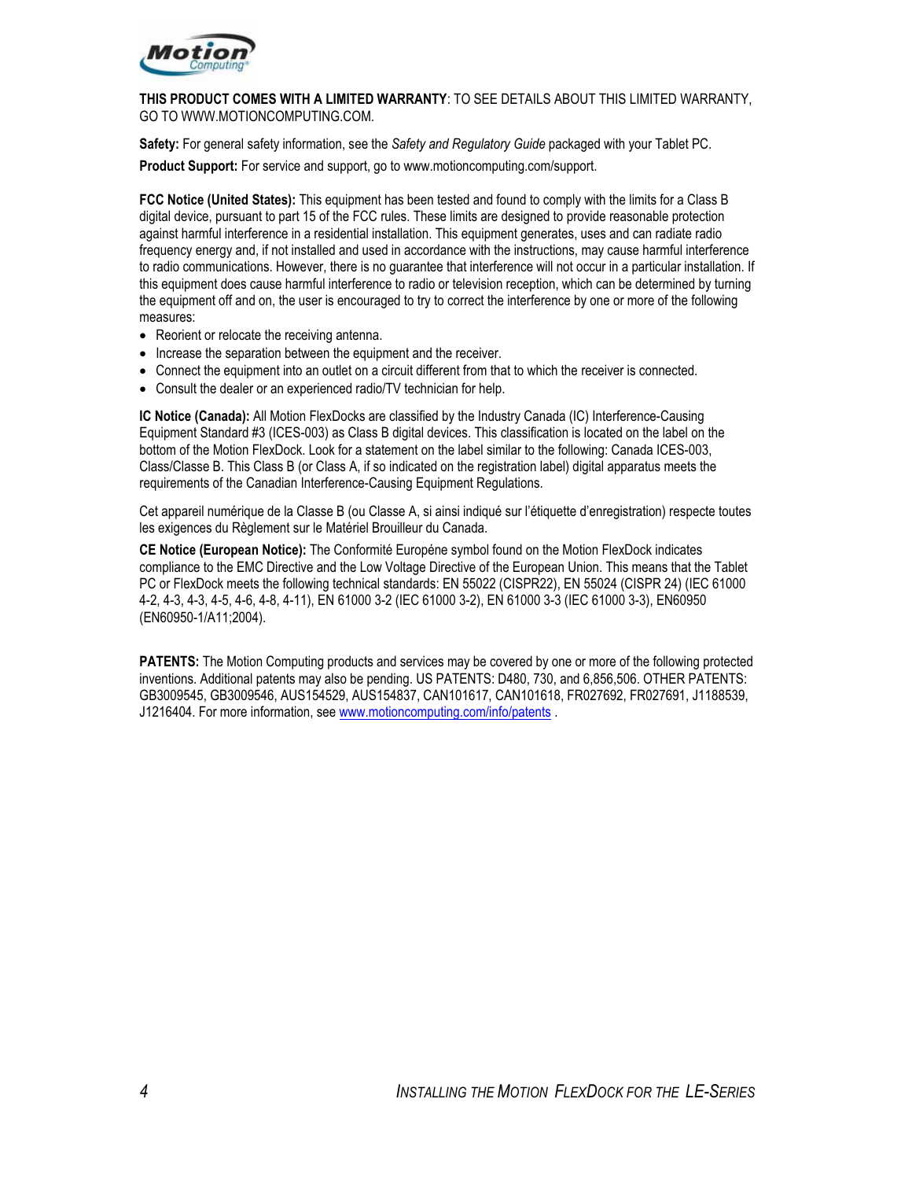**THIS PRODUCT COMES WITH A LIMITED WARRANTY**: TO SEE DETAILS ABOUT THIS LIMITED WARRANTY, GO TO WWW.MOTIONCOMPUTING.COM.

**Safety:** For general safety information, see the *Safety and Regulatory Guide* packaged with your Tablet PC.

**Product Support:** For service and support, go to www.motioncomputing.com/support.

**FCC Notice (United States):** This equipment has been tested and found to comply with the limits for a Class B digital device, pursuant to part 15 of the FCC rules. These limits are designed to provide reasonable protection against harmful interference in a residential installation. This equipment generates, uses and can radiate radio frequency energy and, if not installed and used in accordance with the instructions, may cause harmful interference to radio communications. However, there is no guarantee that interference will not occur in a particular installation. If this equipment does cause harmful interference to radio or television reception, which can be determined by turning the equipment off and on, the user is encouraged to try to correct the interference by one or more of the following measures:

- Reorient or relocate the receiving antenna.
- Increase the separation between the equipment and the receiver.
- Connect the equipment into an outlet on a circuit different from that to which the receiver is connected.
- Consult the dealer or an experienced radio/TV technician for help.

**IC Notice (Canada):** All Motion FlexDocks are classified by the Industry Canada (IC) Interference-Causing Equipment Standard #3 (ICES-003) as Class B digital devices. This classification is located on the label on the bottom of the Motion FlexDock. Look for a statement on the label similar to the following: Canada ICES-003, Class/Classe B. This Class B (or Class A, if so indicated on the registration label) digital apparatus meets the requirements of the Canadian Interference-Causing Equipment Regulations.

Cet appareil numérique de la Classe B (ou Classe A, si ainsi indiqué sur l'étiquette d'enregistration) respecte toutes les exigences du Règlement sur le Matériel Brouilleur du Canada.

**CE Notice (European Notice):** The Conformité Européne symbol found on the Motion FlexDock indicates compliance to the EMC Directive and the Low Voltage Directive of the European Union. This means that the Tablet PC or FlexDock meets the following technical standards: EN 55022 (CISPR22), EN 55024 (CISPR 24) (IEC 61000 4-2, 4-3, 4-3, 4-5, 4-6, 4-8, 4-11), EN 61000 3-2 (IEC 61000 3-2), EN 61000 3-3 (IEC 61000 3-3), EN60950 (EN60950-1/A11;2004).

**PATENTS:** The Motion Computing products and services may be covered by one or more of the following protected inventions. Additional patents may also be pending. US PATENTS: D480, 730, and 6,856,506. OTHER PATENTS: GB3009545, GB3009546, AUS154529, AUS154837, CAN101617, CAN101618, FR027692, FR027691, J1188539, J1216404. For more information, see [www.motioncomputing.com/info/patents](www.motioncomputing.com/info/patents) .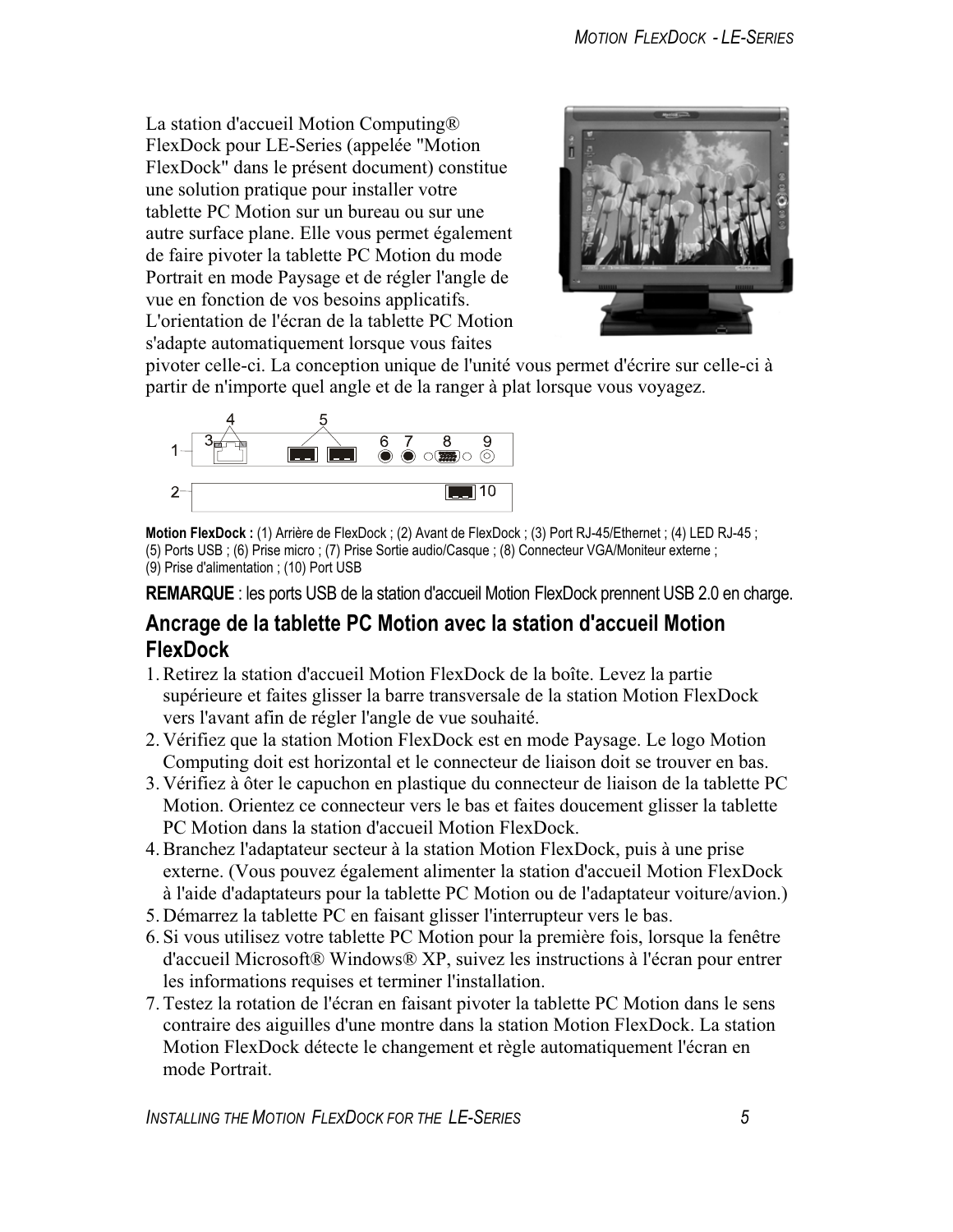La station d'accueil Motion Computing® FlexDock pour LE-Series (appelée "Motion FlexDock" dans le présent document) constitue une solution pratique pour installer votre tablette PC Motion sur un bureau ou sur une autre surface plane. Elle vous permet également de faire pivoter la tablette PC Motion du mode Portrait en mode Paysage et de régler l'angle de vue en fonction de vos besoins applicatifs. L'orientation de l'écran de la tablette PC Motion s'adapte automatiquement lorsque vous faites pivoter celle-ci. La conception unique de l'unité vous permet d'écrire sur celle-ci à partir de n'importe quel angle et de la ranger à plat lorsque vous voyagez.

**Motion FlexDock :** (1) Arrière de FlexDock ; (2) Avant de FlexDock ; (3) Port RJ-45/Ethernet ; (4) LED RJ-45 ; (5) Ports USB ; (6) Prise micro ; (7) Prise Sortie audio/Casque ; (8) Connecteur VGA/Moniteur externe ; (9) Prise d'alimentation ; (10) Port USB

**REMARQUE** : les ports USB de la station d'accueil Motion FlexDock prennent USB 2.0 en charge.

## Ancrage de la tablette PC Motion avec la station d'accueil Motion FlexDock

1. Retirez la station d'accueil Motion FlexDock de la boîte. Levez la partie supérieure et faites glisser la barre transversale de la station Motion FlexDock vers l'avant afin de régler l'angle de vue souhaité.
2. Vérifiez que la station Motion FlexDock est en mode Paysage. Le logo Motion Computing doit est horizontal et le connecteur de liaison doit se trouver en bas.
3. Vérifiez à ôter le capuchon en plastique du connecteur de liaison de la tablette PC Motion. Orientez ce connecteur vers le bas et faites doucement glisser la tablette PC Motion dans la station d'accueil Motion FlexDock.
4. Branchez l'adaptateur secteur à la station Motion FlexDock, puis à une prise externe. (Vous pouvez également alimenter la station d'accueil Motion FlexDock à l'aide d'adaptateurs pour la tablette PC Motion ou de l'adaptateur voiture/avion.)
5. Démarrez la tablette PC en faisant glisser l'interrupteur vers le bas.
6. Si vous utilisez votre tablette PC Motion pour la première fois, lorsque la fenêtre d'accueil Microsoft® Windows® XP, suivez les instructions à l'écran pour entrer les informations requises et terminer l'installation.
7. Testez la rotation de l'écran en faisant pivoter la tablette PC Motion dans le sens contraire des aiguilles d'une montre dans la station Motion FlexDock. La station Motion FlexDock détecte le changement et règle automatiquement l'écran en mode Portrait.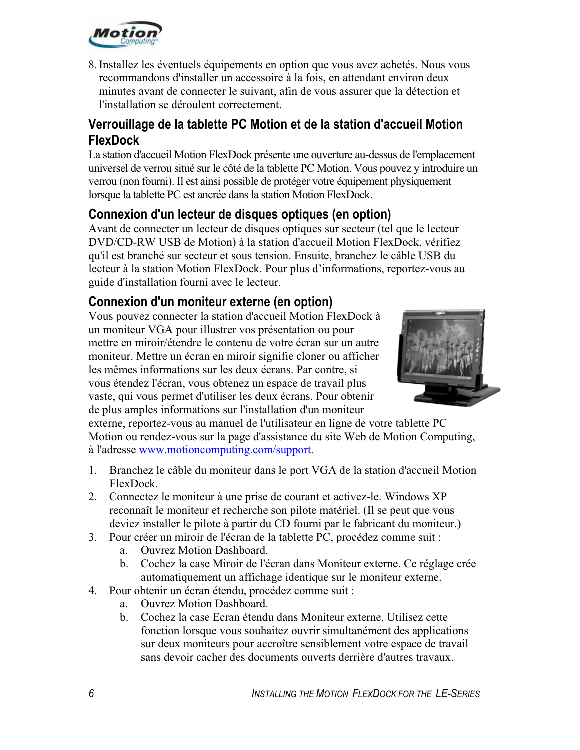8. Installez les éventuels équipements en option que vous avez achetés. Nous vous recommandons d'installer un accessoire à la fois, en attendant environ deux minutes avant de connecter le suivant, afin de vous assurer que la détection et l'installation se déroulent correctement.

## Verrouillage de la tablette PC Motion et de la station d'accueil Motion FlexDock

La station d'accueil Motion FlexDock présente une ouverture au-dessus de l'emplacement universel de verrou situé sur le côté de la tablette PC Motion. Vous pouvez y introduire un verrou (non fourni). Il est ainsi possible de protéger votre équipement physiquement lorsque la tablette PC est ancrée dans la station Motion FlexDock.

## Connexion d'un lecteur de disques optiques (en option)

Avant de connecter un lecteur de disques optiques sur secteur (tel que le lecteur DVD/CD-RW USB de Motion) à la station d'accueil Motion FlexDock, vérifiez qu'il est branché sur secteur et sous tension. Ensuite, branchez le câble USB du lecteur à la station Motion FlexDock. Pour plus d'informations, reportez-vous au guide d'installation fourni avec le lecteur.

## Connexion d'un moniteur externe (en option)

Vous pouvez connecter la station d'accueil Motion FlexDock à un moniteur VGA pour illustrer vos présentation ou pour mettre en miroir/étendre le contenu de votre écran sur un autre moniteur. Mettre un écran en miroir signifie cloner ou afficher les mêmes informations sur les deux écrans. Par contre, si vous étendez l'écran, vous obtenez un espace de travail plus vaste, qui vous permet d'utiliser les deux écrans. Pour obtenir de plus amples informations sur l'installation d'un moniteur externe, reportez-vous au manuel de l'utilisateur en ligne de votre tablette PC Motion ou rendez-vous sur la page d'assistance du site Web de Motion Computing, à l'adresse www.motioncomputing.com/support.

1. Branchez le câble du moniteur dans le port VGA de la station d'accueil Motion FlexDock.
2. Connectez le moniteur à une prise de courant et activez-le. Windows XP reconnaît le moniteur et recherche son pilote matériel. (Il se peut que vous deviez installer le pilote à partir du CD fourni par le fabricant du moniteur.)
3. Pour créer un miroir de l'écran de la tablette PC, procédez comme suit :
   a. Ouvrez Motion Dashboard.
   b. Cochez la case Miroir de l'écran dans Moniteur externe. Ce réglage crée automatiquement un affichage identique sur le moniteur externe.
4. Pour obtenir un écran étendu, procédez comme suit :
   a. Ouvrez Motion Dashboard.
   b. Cochez la case Ecran étendu dans Moniteur externe. Utilisez cette fonction lorsque vous souhaitez ouvrir simultanément des applications sur deux moniteurs pour accroître sensiblement votre espace de travail sans devoir cacher des documents ouverts derrière d'autres travaux.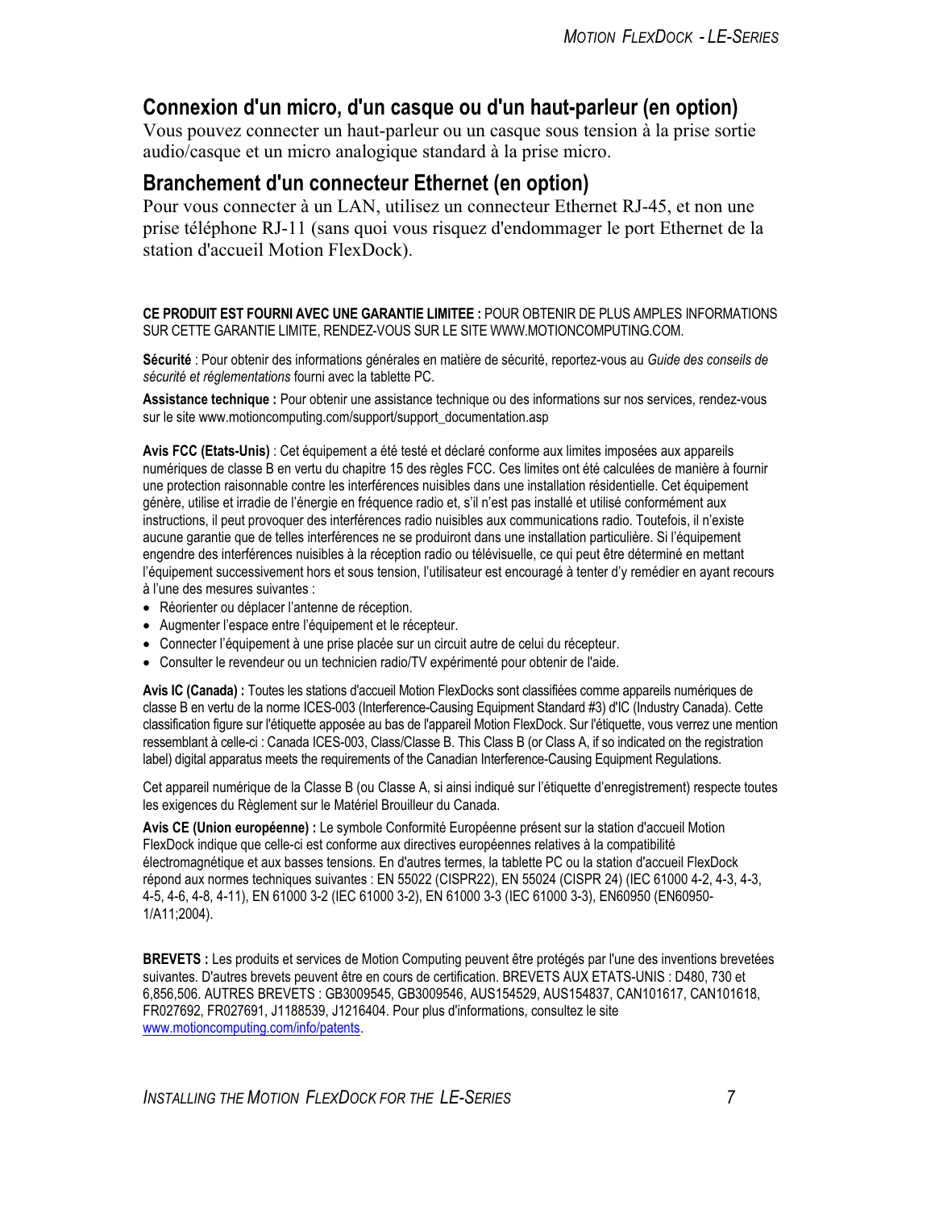## Connexion d'un micro, d'un casque ou d'un haut-parleur (en option)

Vous pouvez connecter un haut-parleur ou un casque sous tension à la prise sortie audio/casque et un micro analogique standard à la prise micro.

## Branchement d'un connecteur Ethernet (en option)

Pour vous connecter à un LAN, utilisez un connecteur Ethernet RJ-45, et non une prise téléphone RJ-11 (sans quoi vous risquez d'endommager le port Ethernet de la station d'accueil Motion FlexDock).

**CE PRODUIT EST FOURNI AVEC UNE GARANTIE LIMITEE :** POUR OBTENIR DE PLUS AMPLES INFORMATIONS SUR CETTE GARANTIE LIMITE, RENDEZ-VOUS SUR LE SITE WWW.MOTIONCOMPUTING.COM.

**Sécurité** : Pour obtenir des informations générales en matière de sécurité, reportez-vous au *Guide des conseils de sécurité et réglementations* fourni avec la tablette PC.

**Assistance technique :** Pour obtenir une assistance technique ou des informations sur nos services, rendez-vous sur le site www.motioncomputing.com/support/support_documentation.asp

**Avis FCC (Etats-Unis)** : Cet équipement a été testé et déclaré conforme aux limites imposées aux appareils numériques de classe B en vertu du chapitre 15 des règles FCC. Ces limites ont été calculées de manière à fournir une protection raisonnable contre les interférences nuisibles dans une installation résidentielle. Cet équipement génère, utilise et irradie de l'énergie en fréquence radio et, s'il n'est pas installé et utilisé conformément aux instructions, il peut provoquer des interférences radio nuisibles aux communications radio. Toutefois, il n'existe aucune garantie que de telles interférences ne se produiront dans une installation particulière. Si l'équipement engendre des interférences nuisibles à la réception radio ou télévisuelle, ce qui peut être déterminé en mettant l'équipement successivement hors et sous tension, l'utilisateur est encouragé à tenter d'y remédier en ayant recours à l'une des mesures suivantes :

- Réorienter ou déplacer l'antenne de réception.
- Augmenter l'espace entre l'équipement et le récepteur.
- Connecter l'équipement à une prise placée sur un circuit autre de celui du récepteur.
- Consulter le revendeur ou un technicien radio/TV expérimenté pour obtenir de l'aide.

**Avis IC (Canada) :** Toutes les stations d'accueil Motion FlexDocks sont classifiées comme appareils numériques de classe B en vertu de la norme ICES-003 (Interference-Causing Equipment Standard #3) d'IC (Industry Canada). Cette classification figure sur l'étiquette apposée au bas de l'appareil Motion FlexDock. Sur l'étiquette, vous verrez une mention ressemblant à celle-ci : Canada ICES-003, Class/Classe B. This Class B (or Class A, if so indicated on the registration label) digital apparatus meets the requirements of the Canadian Interference-Causing Equipment Regulations.

Cet appareil numérique de la Classe B (ou Classe A, si ainsi indiqué sur l'étiquette d'enregistrement) respecte toutes les exigences du Règlement sur le Matériel Brouilleur du Canada.

**Avis CE (Union européenne) :** Le symbole Conformité Européenne présent sur la station d'accueil Motion FlexDock indique que celle-ci est conforme aux directives européennes relatives à la compatibilité électromagnétique et aux basses tensions. En d'autres termes, la tablette PC ou la station d'accueil FlexDock répond aux normes techniques suivantes : EN 55022 (CISPR22), EN 55024 (CISPR 24) (IEC 61000 4-2, 4-3, 4-3, 4-5, 4-6, 4-8, 4-11), EN 61000 3-2 (IEC 61000 3-2), EN 61000 3-3 (IEC 61000 3-3), EN60950 (EN60950-1/A11;2004).

**BREVETS :** Les produits et services de Motion Computing peuvent être protégés par l'une des inventions brevetées suivantes. D'autres brevets peuvent être en cours de certification. BREVETS AUX ETATS-UNIS : D480, 730 et 6,856,506. AUTRES BREVETS : GB3009545, GB3009546, AUS154529, AUS154837, CAN101617, CAN101618, FR027692, FR027691, J1188539, J1216404. Pour plus d'informations, consultez le site www.motioncomputing.com/info/patents.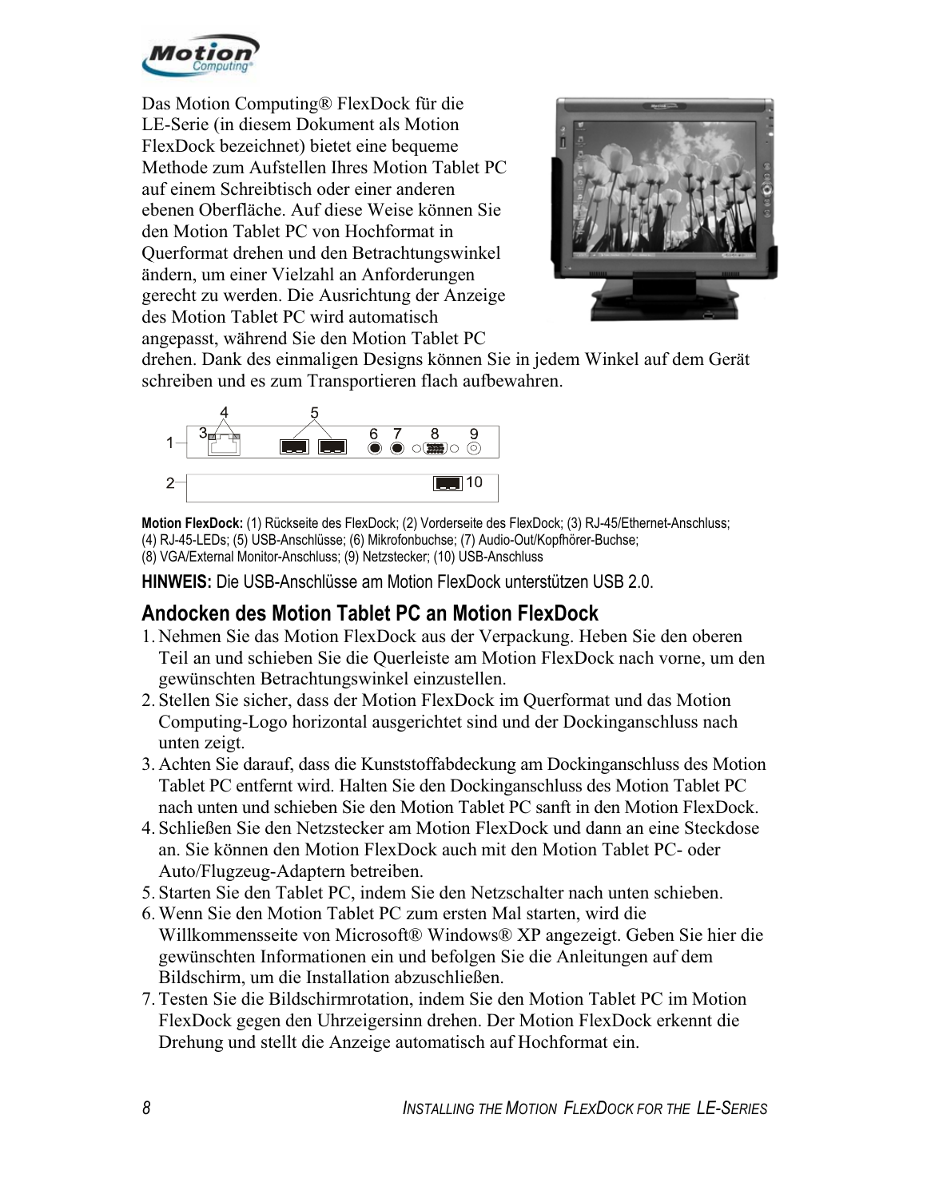Das Motion Computing® FlexDock für die LE-Serie (in diesem Dokument als Motion FlexDock bezeichnet) bietet eine bequeme Methode zum Aufstellen Ihres Motion Tablet PC auf einem Schreibtisch oder einer anderen ebenen Oberfläche. Auf diese Weise können Sie den Motion Tablet PC von Hochformat in Querformat drehen und den Betrachtungswinkel ändern, um einer Vielzahl an Anforderungen gerecht zu werden. Die Ausrichtung der Anzeige des Motion Tablet PC wird automatisch angepasst, während Sie den Motion Tablet PC drehen. Dank des einmaligen Designs können Sie in jedem Winkel auf dem Gerät schreiben und es zum Transportieren flach aufbewahren.

**Motion FlexDock:** (1) Rückseite des FlexDock; (2) Vorderseite des FlexDock; (3) RJ-45/Ethernet-Anschluss; (4) RJ-45-LEDs; (5) USB-Anschlüsse; (6) Mikrofonbuchse; (7) Audio-Out/Kopfhörer-Buchse; (8) VGA/External Monitor-Anschluss; (9) Netzstecker; (10) USB-Anschluss

**HINWEIS:** Die USB-Anschlüsse am Motion FlexDock unterstützen USB 2.0.

## Andocken des Motion Tablet PC an Motion FlexDock

1. Nehmen Sie das Motion FlexDock aus der Verpackung. Heben Sie den oberen Teil an und schieben Sie die Querleiste am Motion FlexDock nach vorne, um den gewünschten Betrachtungswinkel einzustellen.
2. Stellen Sie sicher, dass der Motion FlexDock im Querformat und das Motion Computing-Logo horizontal ausgerichtet sind und der Dockinganschluss nach unten zeigt.
3. Achten Sie darauf, dass die Kunststoffabdeckung am Dockinganschluss des Motion Tablet PC entfernt wird. Halten Sie den Dockinganschluss des Motion Tablet PC nach unten und schieben Sie den Motion Tablet PC sanft in den Motion FlexDock.
4. Schließen Sie den Netzstecker am Motion FlexDock und dann an eine Steckdose an. Sie können den Motion FlexDock auch mit den Motion Tablet PC- oder Auto/Flugzeug-Adaptern betreiben.
5. Starten Sie den Tablet PC, indem Sie den Netzschalter nach unten schieben.
6. Wenn Sie den Motion Tablet PC zum ersten Mal starten, wird die Willkommensseite von Microsoft® Windows® XP angezeigt. Geben Sie hier die gewünschten Informationen ein und befolgen Sie die Anleitungen auf dem Bildschirm, um die Installation abzuschließen.
7. Testen Sie die Bildschirmrotation, indem Sie den Motion Tablet PC im Motion FlexDock gegen den Uhrzeigersinn drehen. Der Motion FlexDock erkennt die Drehung und stellt die Anzeige automatisch auf Hochformat ein.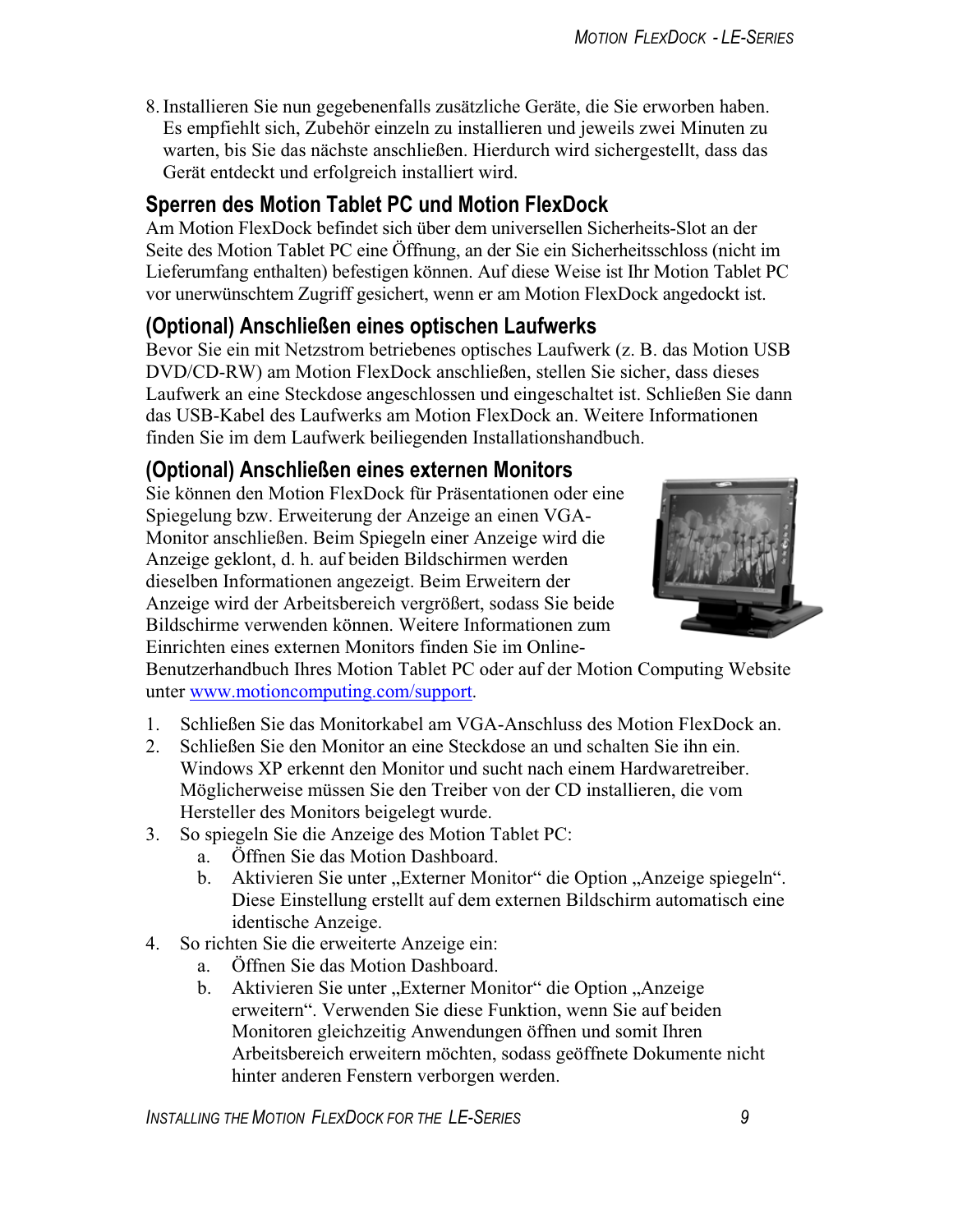8. Installieren Sie nun gegebenenfalls zusätzliche Geräte, die Sie erworben haben. Es empfiehlt sich, Zubehör einzeln zu installieren und jeweils zwei Minuten zu warten, bis Sie das nächste anschließen. Hierdurch wird sichergestellt, dass das Gerät entdeckt und erfolgreich installiert wird.

## Sperren des Motion Tablet PC und Motion FlexDock

Am Motion FlexDock befindet sich über dem universellen Sicherheits-Slot an der Seite des Motion Tablet PC eine Öffnung, an der Sie ein Sicherheitsschloss (nicht im Lieferumfang enthalten) befestigen können. Auf diese Weise ist Ihr Motion Tablet PC vor unerwünschtem Zugriff gesichert, wenn er am Motion FlexDock angedockt ist.

## (Optional) Anschließen eines optischen Laufwerks

Bevor Sie ein mit Netzstrom betriebenes optisches Laufwerk (z. B. das Motion USB DVD/CD-RW) am Motion FlexDock anschließen, stellen Sie sicher, dass dieses Laufwerk an eine Steckdose angeschlossen und eingeschaltet ist. Schließen Sie dann das USB-Kabel des Laufwerks am Motion FlexDock an. Weitere Informationen finden Sie im dem Laufwerk beiliegenden Installationshandbuch.

## (Optional) Anschließen eines externen Monitors

Sie können den Motion FlexDock für Präsentationen oder eine Spiegelung bzw. Erweiterung der Anzeige an einen VGA-Monitor anschließen. Beim Spiegeln einer Anzeige wird die Anzeige geklont, d. h. auf beiden Bildschirmen werden dieselben Informationen angezeigt. Beim Erweitern der Anzeige wird der Arbeitsbereich vergrößert, sodass Sie beide Bildschirme verwenden können. Weitere Informationen zum Einrichten eines externen Monitors finden Sie im Online-Benutzerhandbuch Ihres Motion Tablet PC oder auf der Motion Computing Website unter [www.motioncomputing.com/support](http://www.motioncomputing.com/support).

1. Schließen Sie das Monitorkabel am VGA-Anschluss des Motion FlexDock an.
2. Schließen Sie den Monitor an eine Steckdose an und schalten Sie ihn ein. Windows XP erkennt den Monitor und sucht nach einem Hardwaretreiber. Möglicherweise müssen Sie den Treiber von der CD installieren, die vom Hersteller des Monitors beigelegt wurde.
3. So spiegeln Sie die Anzeige des Motion Tablet PC:
   a. Öffnen Sie das Motion Dashboard.
   b. Aktivieren Sie unter „Externer Monitor“ die Option „Anzeige spiegeln“. Diese Einstellung erstellt auf dem externen Bildschirm automatisch eine identische Anzeige.
4. So richten Sie die erweiterte Anzeige ein:
   a. Öffnen Sie das Motion Dashboard.
   b. Aktivieren Sie unter „Externer Monitor“ die Option „Anzeige erweitern“. Verwenden Sie diese Funktion, wenn Sie auf beiden Monitoren gleichzeitig Anwendungen öffnen und somit Ihren Arbeitsbereich erweitern möchten, sodass geöffnete Dokumente nicht hinter anderen Fenstern verborgen werden.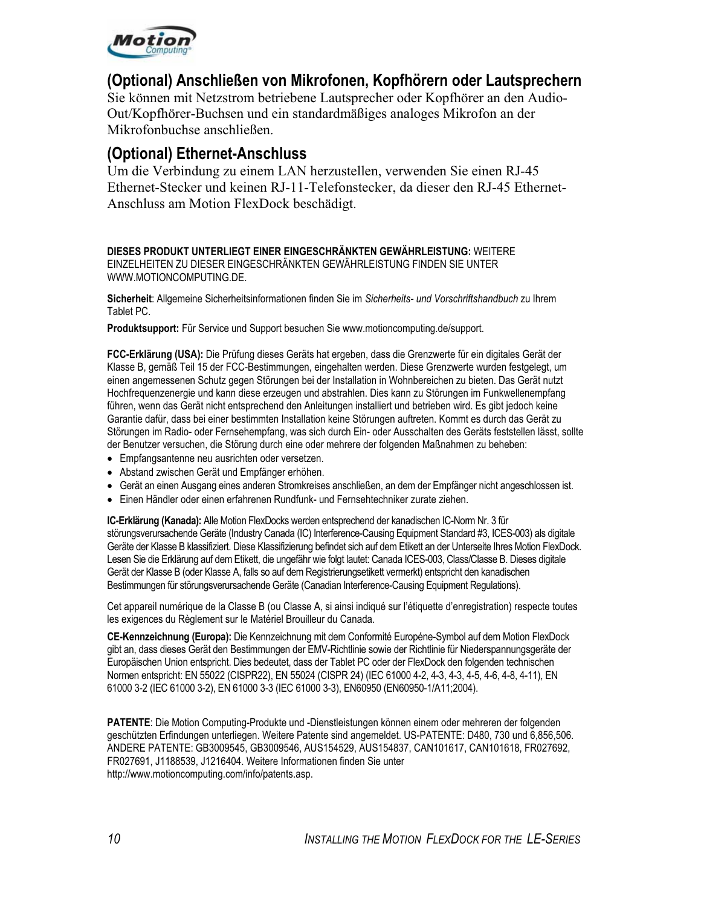## (Optional) Anschließen von Mikrofonen, Kopfhörern oder Lautsprechern

Sie können mit Netzstrom betriebene Lautsprecher oder Kopfhörer an den Audio-Out/Kopfhörer-Buchsen und ein standardmäßiges analoges Mikrofon an der Mikrofonbuchse anschließen.

## (Optional) Ethernet-Anschluss

Um die Verbindung zu einem LAN herzustellen, verwenden Sie einen RJ-45 Ethernet-Stecker und keinen RJ-11-Telefonstecker, da dieser den RJ-45 Ethernet-Anschluss am Motion FlexDock beschädigt.

**DIESES PRODUKT UNTERLIEGT EINER EINGESCHRÄNKTEN GEWÄHRLEISTUNG:** WEITERE EINZELHEITEN ZU DIESER EINGESCHRÄNKTEN GEWÄHRLEISTUNG FINDEN SIE UNTER WWW.MOTIONCOMPUTING.DE.

**Sicherheit**: Allgemeine Sicherheitsinformationen finden Sie im *Sicherheits- und Vorschriftshandbuch* zu Ihrem Tablet PC.

**Produktsupport:** Für Service und Support besuchen Sie www.motioncomputing.de/support.

**FCC-Erklärung (USA):** Die Prüfung dieses Geräts hat ergeben, dass die Grenzwerte für ein digitales Gerät der Klasse B, gemäß Teil 15 der FCC-Bestimmungen, eingehalten werden. Diese Grenzwerte wurden festgelegt, um einen angemessenen Schutz gegen Störungen bei der Installation in Wohnbereichen zu bieten. Das Gerät nutzt Hochfrequenzenergie und kann diese erzeugen und abstrahlen. Dies kann zu Störungen im Funkwellenempfang führen, wenn das Gerät nicht entsprechend den Anleitungen installiert und betrieben wird. Es gibt jedoch keine Garantie dafür, dass bei einer bestimmten Installation keine Störungen auftreten. Kommt es durch das Gerät zu Störungen im Radio- oder Fernsehempfang, was sich durch Ein- oder Ausschalten des Geräts feststellen lässt, sollte der Benutzer versuchen, die Störung durch eine oder mehrere der folgenden Maßnahmen zu beheben:

- Empfangsantenne neu ausrichten oder versetzen.
- Abstand zwischen Gerät und Empfänger erhöhen.
- Gerät an einen Ausgang eines anderen Stromkreises anschließen, an dem der Empfänger nicht angeschlossen ist.
- Einen Händler oder einen erfahrenen Rundfunk- und Fernsehtechniker zurate ziehen.

**IC-Erklärung (Kanada):** Alle Motion FlexDocks werden entsprechend der kanadischen IC-Norm Nr. 3 für störungsverursachende Geräte (Industry Canada (IC) Interference-Causing Equipment Standard #3, ICES-003) als digitale Geräte der Klasse B klassifiziert. Diese Klassifizierung befindet sich auf dem Etikett an der Unterseite Ihres Motion FlexDock. Lesen Sie die Erklärung auf dem Etikett, die ungefähr wie folgt lautet: Canada ICES-003, Class/Classe B. Dieses digitale Gerät der Klasse B (oder Klasse A, falls so auf dem Registrierungsetikett vermerkt) entspricht den kanadischen Bestimmungen für störungsverursachende Geräte (Canadian Interference-Causing Equipment Regulations).

Cet appareil numérique de la Classe B (ou Classe A, si ainsi indiqué sur l'étiquette d'enregistration) respecte toutes les exigences du Règlement sur le Matériel Brouilleur du Canada.

**CE-Kennzeichnung (Europa):** Die Kennzeichnung mit dem Conformité Européne-Symbol auf dem Motion FlexDock gibt an, dass dieses Gerät den Bestimmungen der EMV-Richtlinie sowie der Richtlinie für Niederspannungsgeräte der Europäischen Union entspricht. Dies bedeutet, dass der Tablet PC oder der FlexDock den folgenden technischen Normen entspricht: EN 55022 (CISPR22), EN 55024 (CISPR 24) (IEC 61000 4-2, 4-3, 4-3, 4-5, 4-6, 4-8, 4-11), EN 61000 3-2 (IEC 61000 3-2), EN 61000 3-3 (IEC 61000 3-3), EN60950 (EN60950-1/A11;2004).

**PATENTE**: Die Motion Computing-Produkte und -Dienstleistungen können einem oder mehreren der folgenden geschützten Erfindungen unterliegen. Weitere Patente sind angemeldet. US-PATENTE: D480, 730 und 6,856,506. ANDERE PATENTE: GB3009545, GB3009546, AUS154529, AUS154837, CAN101617, CAN101618, FR027692, FR027691, J1188539, J1216404. Weitere Informationen finden Sie unter http://www.motioncomputing.com/info/patents.asp.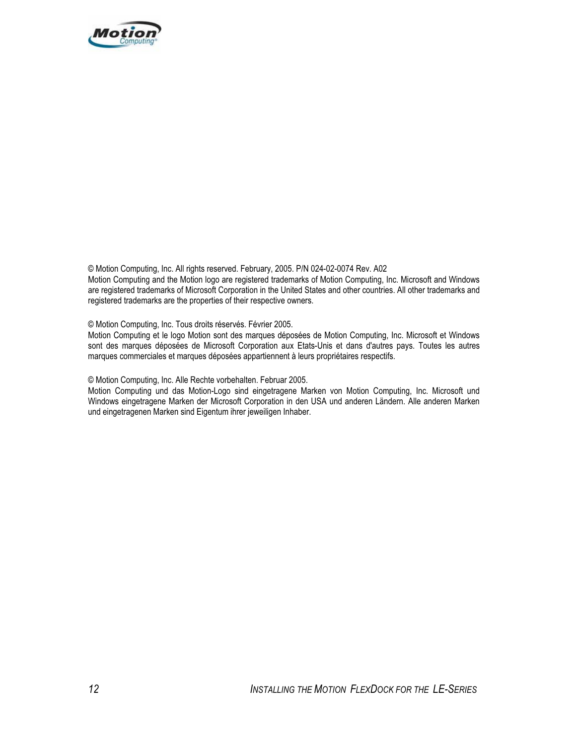© Motion Computing, Inc. All rights reserved. February, 2005. P/N 024-02-0074 Rev. A02
Motion Computing and the Motion logo are registered trademarks of Motion Computing, Inc. Microsoft and Windows are registered trademarks of Microsoft Corporation in the United States and other countries. All other trademarks and registered trademarks are the properties of their respective owners.

© Motion Computing, Inc. Tous droits réservés. Février 2005.
Motion Computing et le logo Motion sont des marques déposées de Motion Computing, Inc. Microsoft et Windows sont des marques déposées de Microsoft Corporation aux Etats-Unis et dans d'autres pays. Toutes les autres marques commerciales et marques déposées appartiennent à leurs propriétaires respectifs.

© Motion Computing, Inc. Alle Rechte vorbehalten. Februar 2005.
Motion Computing und das Motion-Logo sind eingetragene Marken von Motion Computing, Inc. Microsoft und Windows eingetragene Marken der Microsoft Corporation in den USA und anderen Ländern. Alle anderen Marken und eingetragenen Marken sind Eigentum ihrer jeweiligen Inhaber.